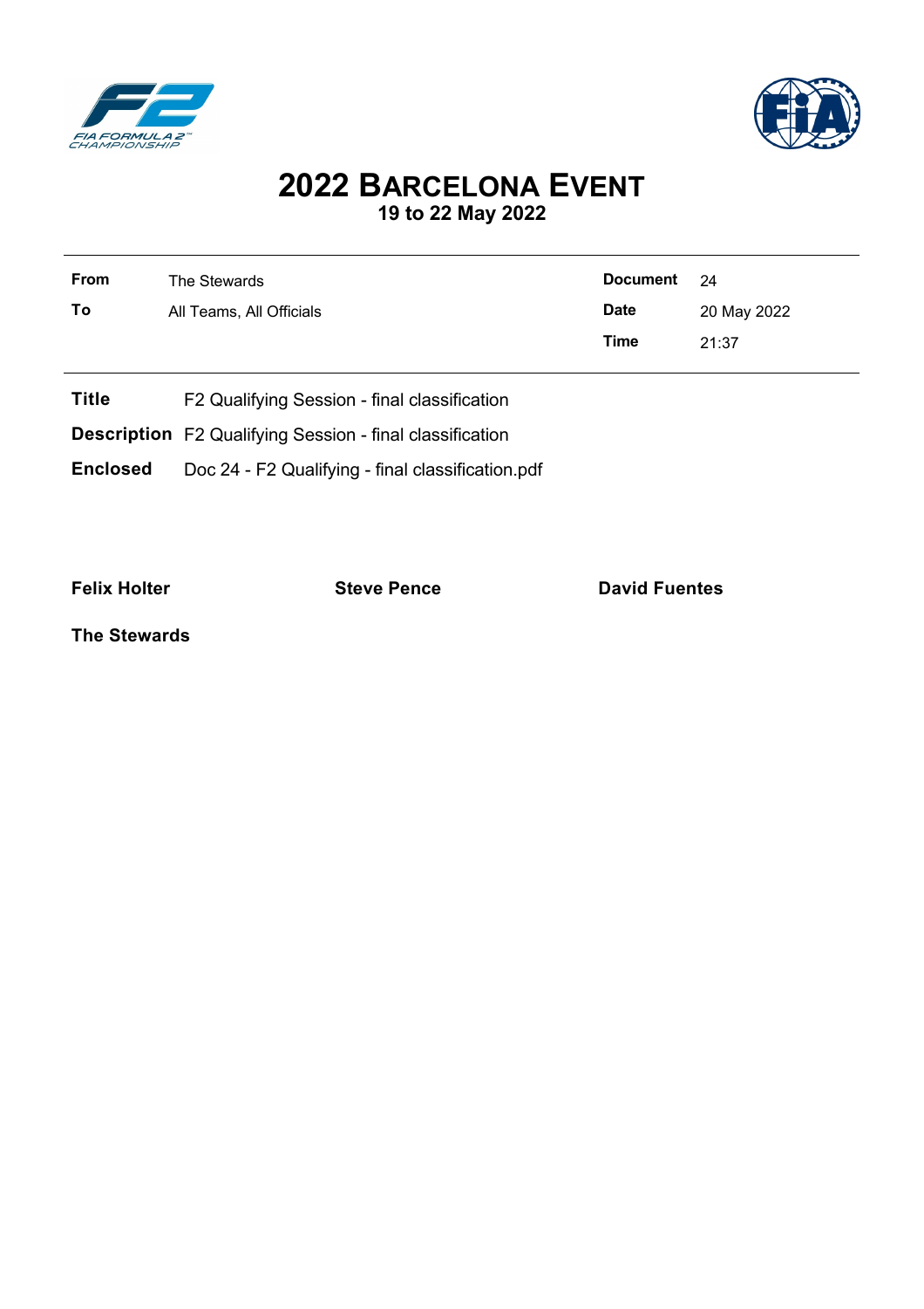# 2022 BARCELONA EVENT

## 19 to 22 May 2022

| | | | |
|---|---|---|---|
| **From** | The Stewards | **Document** | 24 |
| **To** | All Teams, All Officials | **Date** | 20 May 2022 |
| | | **Time** | 21:37 |

**Title** F2 Qualifying Session - final classification

**Description** F2 Qualifying Session - final classification

**Enclosed** Doc 24 - F2 Qualifying - final classification.pdf

**Felix Holter** **Steve Pence** **David Fuentes**

**The Stewards**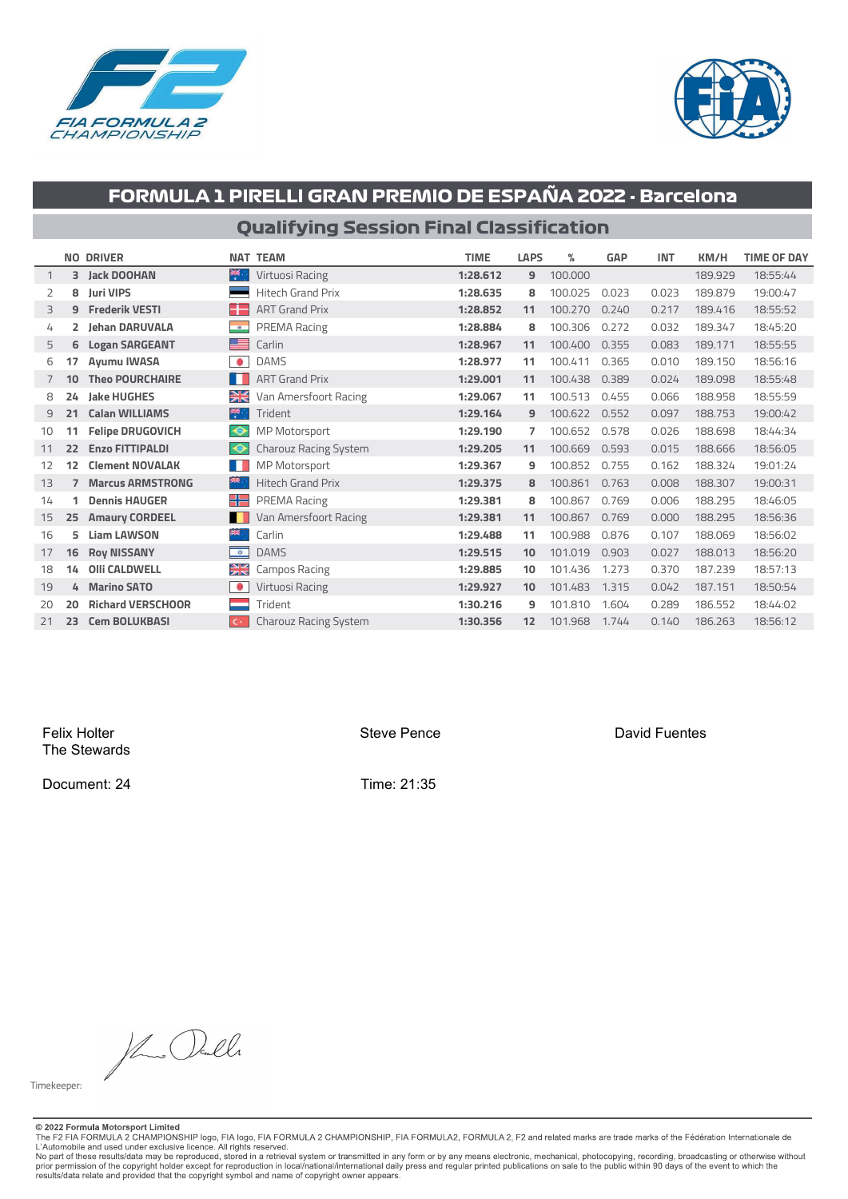# FORMULA 1 PIRELLI GRAN PREMIO DE ESPAÑA 2022 - Barcelona

## Qualifying Session Final Classification

| | NO | DRIVER | NAT | TEAM | TIME | LAPS | % | GAP | INT | KM/H | TIME OF DAY |
|---|---|---|---|---|---|---|---|---|---|---|---|
| 1 | 3 | **Jack DOOHAN** | | Virtuosi Racing | **1:28.612** | 9 | 100.000 | | | 189.929 | 18:55:44 |
| 2 | 8 | **Juri VIPS** | | Hitech Grand Prix | **1:28.635** | 8 | 100.025 | 0.023 | 0.023 | 189.879 | 19:00:47 |
| 3 | 9 | **Frederik VESTI** | | ART Grand Prix | **1:28.852** | 11 | 100.270 | 0.240 | 0.217 | 189.416 | 18:55:52 |
| 4 | 2 | **Jehan DARUVALA** | | PREMA Racing | **1:28.884** | 8 | 100.306 | 0.272 | 0.032 | 189.347 | 18:45:20 |
| 5 | 6 | **Logan SARGEANT** | | Carlin | **1:28.967** | 11 | 100.400 | 0.355 | 0.083 | 189.171 | 18:55:55 |
| 6 | 17 | **Ayumu IWASA** | | DAMS | **1:28.977** | 11 | 100.411 | 0.365 | 0.010 | 189.150 | 18:56:16 |
| 7 | 10 | **Theo POURCHAIRE** | | ART Grand Prix | **1:29.001** | 11 | 100.438 | 0.389 | 0.024 | 189.098 | 18:55:48 |
| 8 | 24 | **Jake HUGHES** | | Van Amersfoort Racing | **1:29.067** | 11 | 100.513 | 0.455 | 0.066 | 188.958 | 18:55:59 |
| 9 | 21 | **Calan WILLIAMS** | | Trident | **1:29.164** | 9 | 100.622 | 0.552 | 0.097 | 188.753 | 19:00:42 |
| 10 | 11 | **Felipe DRUGOVICH** | | MP Motorsport | **1:29.190** | 7 | 100.652 | 0.578 | 0.026 | 188.698 | 18:44:34 |
| 11 | 22 | **Enzo FITTIPALDI** | | Charouz Racing System | **1:29.205** | 11 | 100.669 | 0.593 | 0.015 | 188.666 | 18:56:05 |
| 12 | 12 | **Clement NOVALAK** | | MP Motorsport | **1:29.367** | 9 | 100.852 | 0.755 | 0.162 | 188.324 | 19:01:24 |
| 13 | 7 | **Marcus ARMSTRONG** | | Hitech Grand Prix | **1:29.375** | 8 | 100.861 | 0.763 | 0.008 | 188.307 | 19:00:31 |
| 14 | 1 | **Dennis HAUGER** | | PREMA Racing | **1:29.381** | 8 | 100.867 | 0.769 | 0.006 | 188.295 | 18:46:05 |
| 15 | 25 | **Amaury CORDEEL** | | Van Amersfoort Racing | **1:29.381** | 11 | 100.867 | 0.769 | 0.000 | 188.295 | 18:56:36 |
| 16 | 5 | **Liam LAWSON** | | Carlin | **1:29.488** | 11 | 100.988 | 0.876 | 0.107 | 188.069 | 18:56:02 |
| 17 | 16 | **Roy NISSANY** | | DAMS | **1:29.515** | 10 | 101.019 | 0.903 | 0.027 | 188.013 | 18:56:20 |
| 18 | 14 | **Olli CALDWELL** | | Campos Racing | **1:29.885** | 10 | 101.436 | 1.273 | 0.370 | 187.239 | 18:57:13 |
| 19 | 4 | **Marino SATO** | | Virtuosi Racing | **1:29.927** | 10 | 101.483 | 1.315 | 0.042 | 187.151 | 18:50:54 |
| 20 | 20 | **Richard VERSCHOOR** | | Trident | **1:30.216** | 9 | 101.810 | 1.604 | 0.289 | 186.552 | 18:44:02 |
| 21 | 23 | **Cem BOLUKBASI** | | Charouz Racing System | **1:30.356** | 12 | 101.968 | 1.744 | 0.140 | 186.263 | 18:56:12 |

Felix Holter
The Stewards

Steve Pence

David Fuentes

Document: 24

Time: 21:35

Timekeeper:

© 2022 Formula Motorsport Limited
The F2 FIA FORMULA 2 CHAMPIONSHIP logo, FIA logo, FIA FORMULA 2 CHAMPIONSHIP, FIA FORMULA2, FORMULA 2, F2 and related marks are trade marks of the Fédération Internationale de L'Automobile and used under exclusive licence. All rights reserved.
No part of these results/data may be reproduced, stored in a retrieval system or transmitted in any form or by any means electronic, mechanical, photocopying, recording, broadcasting or otherwise without prior permission of the copyright holder except for reproduction in local/national/international daily press and regular printed publications on sale to the public within 90 days of the event to which the results/data relate and provided that the copyright symbol and name of copyright owner appears.